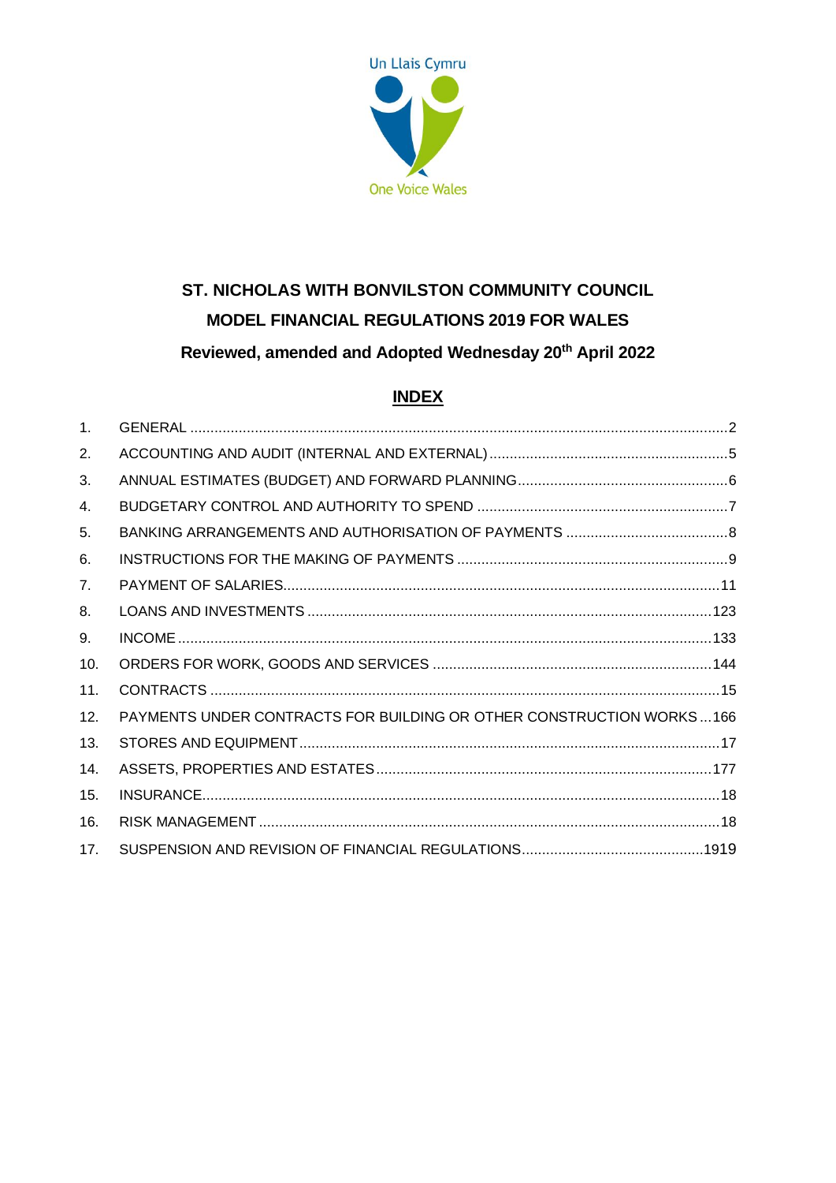Un Llais Cymru

One Voice Wales

# ST. NICHOLAS WITH BONVILSTON COMMUNITY COUNCIL

## MODEL FINANCIAL REGULATIONS 2019 FOR WALES

### Reviewed, amended and Adopted Wednesday 20th April 2022

## INDEX

| | | |
|---|---|---|
| 1. | GENERAL | 2 |
| 2. | ACCOUNTING AND AUDIT (INTERNAL AND EXTERNAL) | 5 |
| 3. | ANNUAL ESTIMATES (BUDGET) AND FORWARD PLANNING | 6 |
| 4. | BUDGETARY CONTROL AND AUTHORITY TO SPEND | 7 |
| 5. | BANKING ARRANGEMENTS AND AUTHORISATION OF PAYMENTS | 8 |
| 6. | INSTRUCTIONS FOR THE MAKING OF PAYMENTS | 9 |
| 7. | PAYMENT OF SALARIES | 11 |
| 8. | LOANS AND INVESTMENTS | 123 |
| 9. | INCOME | 133 |
| 10. | ORDERS FOR WORK, GOODS AND SERVICES | 144 |
| 11. | CONTRACTS | 15 |
| 12. | PAYMENTS UNDER CONTRACTS FOR BUILDING OR OTHER CONSTRUCTION WORKS | 166 |
| 13. | STORES AND EQUIPMENT | 17 |
| 14. | ASSETS, PROPERTIES AND ESTATES | 177 |
| 15. | INSURANCE | 18 |
| 16. | RISK MANAGEMENT | 18 |
| 17. | SUSPENSION AND REVISION OF FINANCIAL REGULATIONS | 1919 |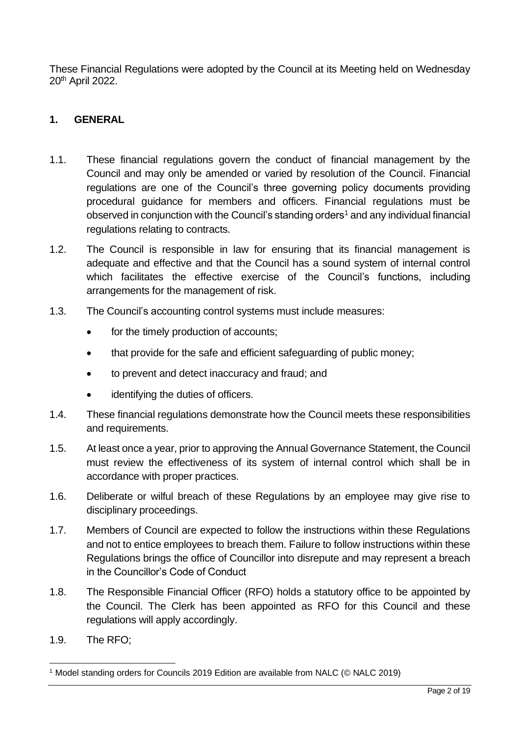These Financial Regulations were adopted by the Council at its Meeting held on Wednesday 20th April 2022.

## 1. GENERAL

1.1. These financial regulations govern the conduct of financial management by the Council and may only be amended or varied by resolution of the Council. Financial regulations are one of the Council's three governing policy documents providing procedural guidance for members and officers. Financial regulations must be observed in conjunction with the Council's standing orders[1] and any individual financial regulations relating to contracts.

1.2. The Council is responsible in law for ensuring that its financial management is adequate and effective and that the Council has a sound system of internal control which facilitates the effective exercise of the Council's functions, including arrangements for the management of risk.

1.3. The Council's accounting control systems must include measures:

- for the timely production of accounts;
- that provide for the safe and efficient safeguarding of public money;
- to prevent and detect inaccuracy and fraud; and
- identifying the duties of officers.

1.4. These financial regulations demonstrate how the Council meets these responsibilities and requirements.

1.5. At least once a year, prior to approving the Annual Governance Statement, the Council must review the effectiveness of its system of internal control which shall be in accordance with proper practices.

1.6. Deliberate or wilful breach of these Regulations by an employee may give rise to disciplinary proceedings.

1.7. Members of Council are expected to follow the instructions within these Regulations and not to entice employees to breach them. Failure to follow instructions within these Regulations brings the office of Councillor into disrepute and may represent a breach in the Councillor's Code of Conduct

1.8. The Responsible Financial Officer (RFO) holds a statutory office to be appointed by the Council. The Clerk has been appointed as RFO for this Council and these regulations will apply accordingly.

1.9. The RFO;

---

[1] Model standing orders for Councils 2019 Edition are available from NALC (© NALC 2019)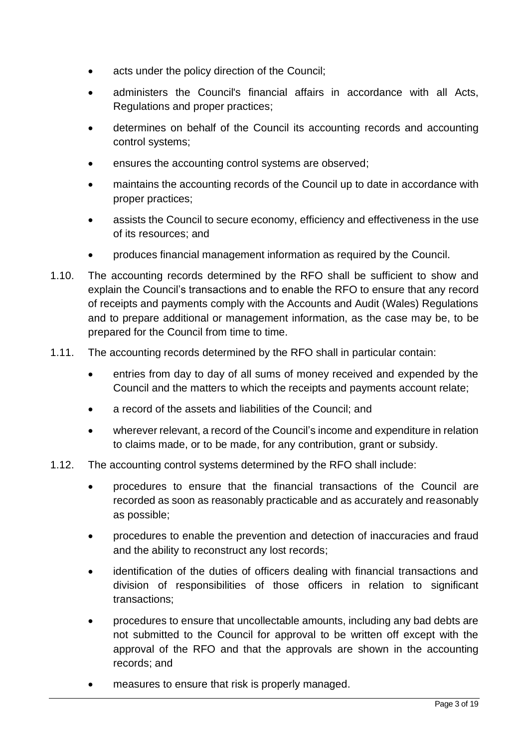- acts under the policy direction of the Council;
- administers the Council's financial affairs in accordance with all Acts, Regulations and proper practices;
- determines on behalf of the Council its accounting records and accounting control systems;
- ensures the accounting control systems are observed;
- maintains the accounting records of the Council up to date in accordance with proper practices;
- assists the Council to secure economy, efficiency and effectiveness in the use of its resources; and
- produces financial management information as required by the Council.

1.10. The accounting records determined by the RFO shall be sufficient to show and explain the Council's transactions and to enable the RFO to ensure that any record of receipts and payments comply with the Accounts and Audit (Wales) Regulations and to prepare additional or management information, as the case may be, to be prepared for the Council from time to time.

1.11. The accounting records determined by the RFO shall in particular contain:

- entries from day to day of all sums of money received and expended by the Council and the matters to which the receipts and payments account relate;
- a record of the assets and liabilities of the Council; and
- wherever relevant, a record of the Council's income and expenditure in relation to claims made, or to be made, for any contribution, grant or subsidy.

1.12. The accounting control systems determined by the RFO shall include:

- procedures to ensure that the financial transactions of the Council are recorded as soon as reasonably practicable and as accurately and reasonably as possible;
- procedures to enable the prevention and detection of inaccuracies and fraud and the ability to reconstruct any lost records;
- identification of the duties of officers dealing with financial transactions and division of responsibilities of those officers in relation to significant transactions;
- procedures to ensure that uncollectable amounts, including any bad debts are not submitted to the Council for approval to be written off except with the approval of the RFO and that the approvals are shown in the accounting records; and
- measures to ensure that risk is properly managed.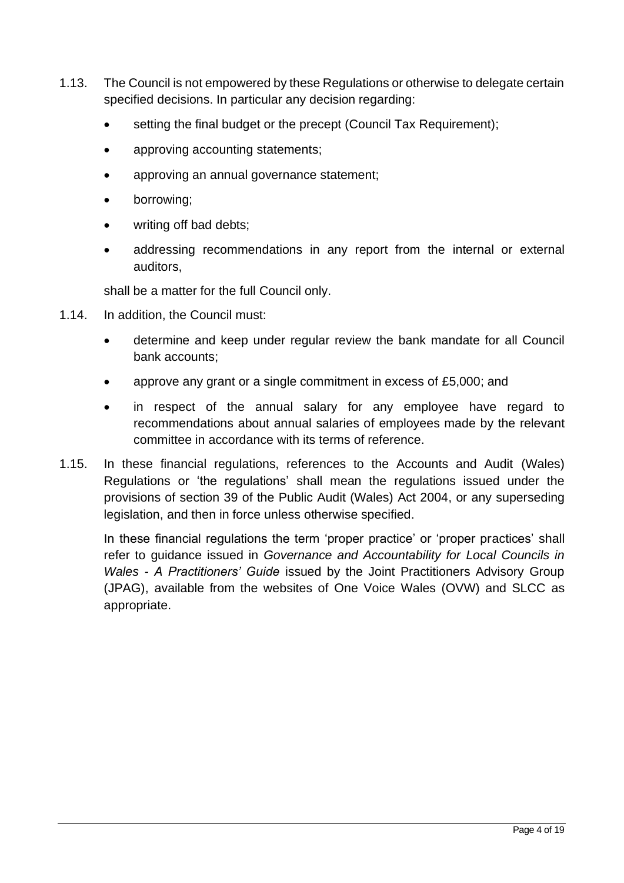1.13. The Council is not empowered by these Regulations or otherwise to delegate certain specified decisions. In particular any decision regarding:

- setting the final budget or the precept (Council Tax Requirement);
- approving accounting statements;
- approving an annual governance statement;
- borrowing;
- writing off bad debts;
- addressing recommendations in any report from the internal or external auditors,

shall be a matter for the full Council only.

1.14. In addition, the Council must:

- determine and keep under regular review the bank mandate for all Council bank accounts;
- approve any grant or a single commitment in excess of £5,000; and
- in respect of the annual salary for any employee have regard to recommendations about annual salaries of employees made by the relevant committee in accordance with its terms of reference.

1.15. In these financial regulations, references to the Accounts and Audit (Wales) Regulations or 'the regulations' shall mean the regulations issued under the provisions of section 39 of the Public Audit (Wales) Act 2004, or any superseding legislation, and then in force unless otherwise specified.

In these financial regulations the term 'proper practice' or 'proper practices' shall refer to guidance issued in *Governance and Accountability for Local Councils in Wales - A Practitioners' Guide* issued by the Joint Practitioners Advisory Group (JPAG), available from the websites of One Voice Wales (OVW) and SLCC as appropriate.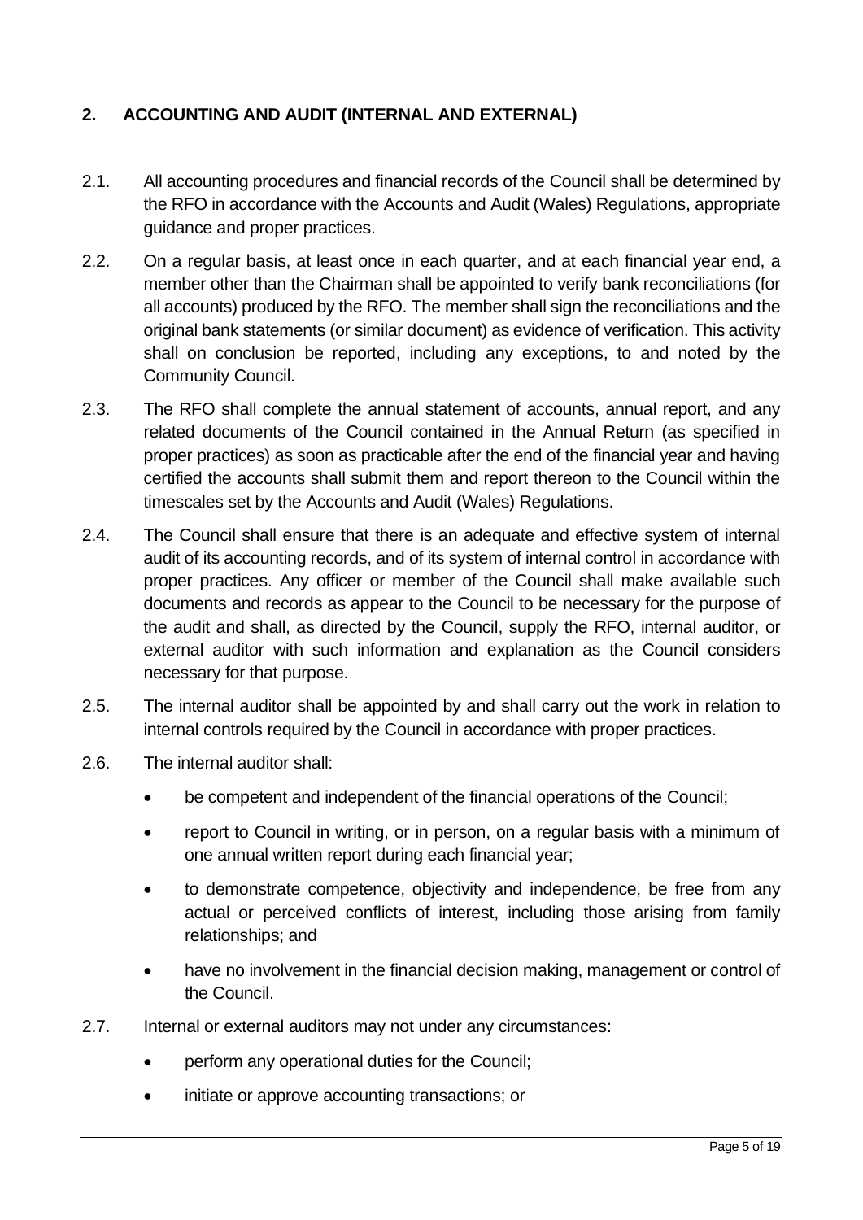## 2. ACCOUNTING AND AUDIT (INTERNAL AND EXTERNAL)

2.1. All accounting procedures and financial records of the Council shall be determined by the RFO in accordance with the Accounts and Audit (Wales) Regulations, appropriate guidance and proper practices.

2.2. On a regular basis, at least once in each quarter, and at each financial year end, a member other than the Chairman shall be appointed to verify bank reconciliations (for all accounts) produced by the RFO. The member shall sign the reconciliations and the original bank statements (or similar document) as evidence of verification. This activity shall on conclusion be reported, including any exceptions, to and noted by the Community Council.

2.3. The RFO shall complete the annual statement of accounts, annual report, and any related documents of the Council contained in the Annual Return (as specified in proper practices) as soon as practicable after the end of the financial year and having certified the accounts shall submit them and report thereon to the Council within the timescales set by the Accounts and Audit (Wales) Regulations.

2.4. The Council shall ensure that there is an adequate and effective system of internal audit of its accounting records, and of its system of internal control in accordance with proper practices. Any officer or member of the Council shall make available such documents and records as appear to the Council to be necessary for the purpose of the audit and shall, as directed by the Council, supply the RFO, internal auditor, or external auditor with such information and explanation as the Council considers necessary for that purpose.

2.5. The internal auditor shall be appointed by and shall carry out the work in relation to internal controls required by the Council in accordance with proper practices.

2.6. The internal auditor shall:

- be competent and independent of the financial operations of the Council;
- report to Council in writing, or in person, on a regular basis with a minimum of one annual written report during each financial year;
- to demonstrate competence, objectivity and independence, be free from any actual or perceived conflicts of interest, including those arising from family relationships; and
- have no involvement in the financial decision making, management or control of the Council.

2.7. Internal or external auditors may not under any circumstances:

- perform any operational duties for the Council;
- initiate or approve accounting transactions; or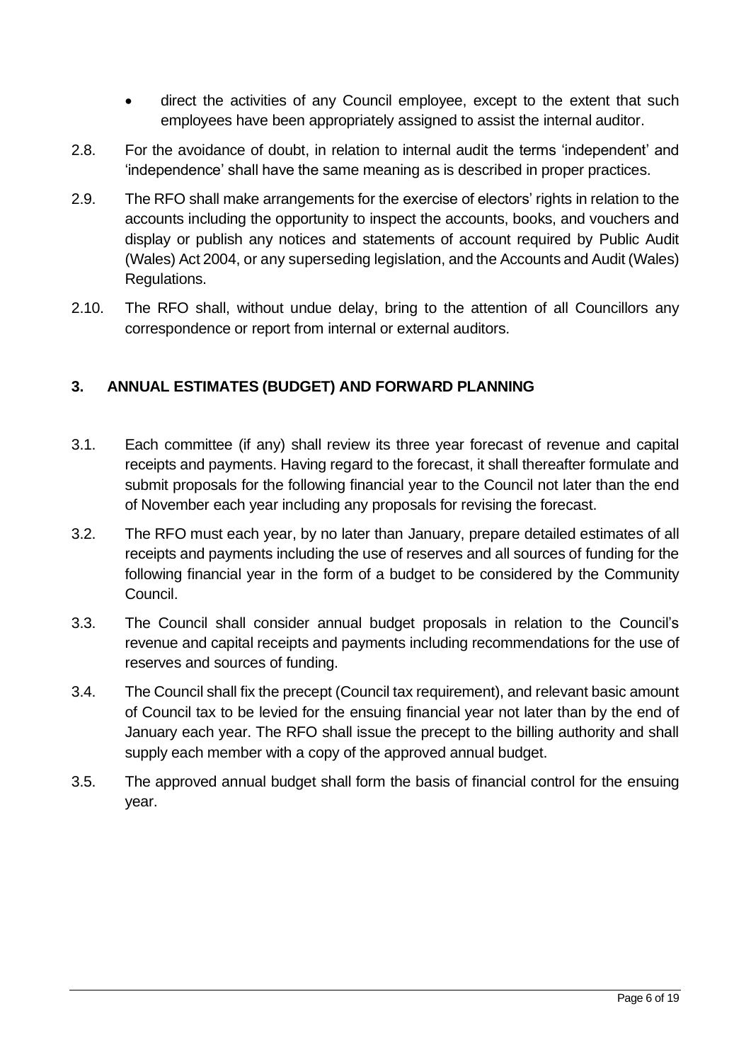- direct the activities of any Council employee, except to the extent that such employees have been appropriately assigned to assist the internal auditor.

2.8. For the avoidance of doubt, in relation to internal audit the terms 'independent' and 'independence' shall have the same meaning as is described in proper practices.

2.9. The RFO shall make arrangements for the exercise of electors' rights in relation to the accounts including the opportunity to inspect the accounts, books, and vouchers and display or publish any notices and statements of account required by Public Audit (Wales) Act 2004, or any superseding legislation, and the Accounts and Audit (Wales) Regulations.

2.10. The RFO shall, without undue delay, bring to the attention of all Councillors any correspondence or report from internal or external auditors.

## 3. ANNUAL ESTIMATES (BUDGET) AND FORWARD PLANNING

3.1. Each committee (if any) shall review its three year forecast of revenue and capital receipts and payments. Having regard to the forecast, it shall thereafter formulate and submit proposals for the following financial year to the Council not later than the end of November each year including any proposals for revising the forecast.

3.2. The RFO must each year, by no later than January, prepare detailed estimates of all receipts and payments including the use of reserves and all sources of funding for the following financial year in the form of a budget to be considered by the Community Council.

3.3. The Council shall consider annual budget proposals in relation to the Council's revenue and capital receipts and payments including recommendations for the use of reserves and sources of funding.

3.4. The Council shall fix the precept (Council tax requirement), and relevant basic amount of Council tax to be levied for the ensuing financial year not later than by the end of January each year. The RFO shall issue the precept to the billing authority and shall supply each member with a copy of the approved annual budget.

3.5. The approved annual budget shall form the basis of financial control for the ensuing year.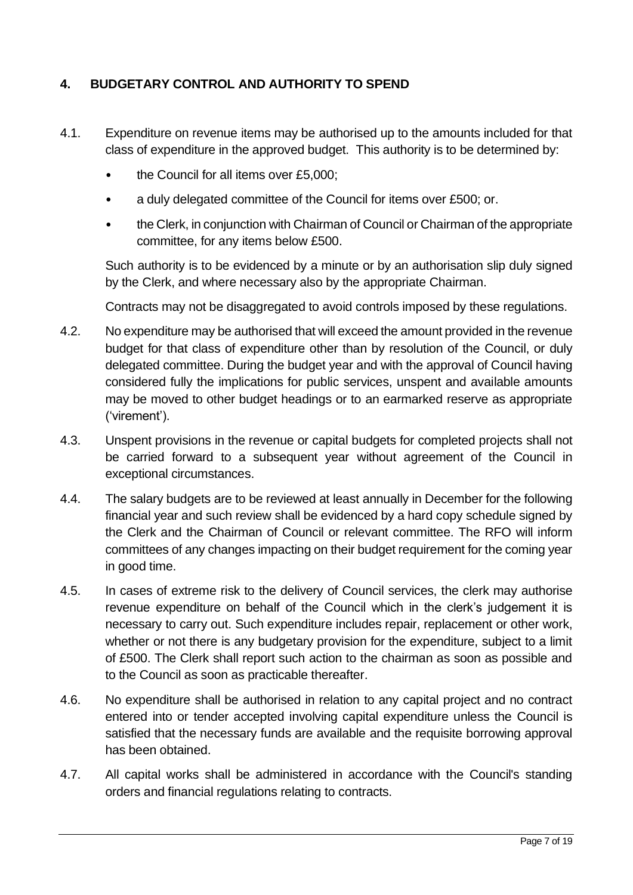## 4. BUDGETARY CONTROL AND AUTHORITY TO SPEND

4.1. Expenditure on revenue items may be authorised up to the amounts included for that class of expenditure in the approved budget. This authority is to be determined by:

- the Council for all items over £5,000;
- a duly delegated committee of the Council for items over £500; or.
- the Clerk, in conjunction with Chairman of Council or Chairman of the appropriate committee, for any items below £500.

Such authority is to be evidenced by a minute or by an authorisation slip duly signed by the Clerk, and where necessary also by the appropriate Chairman.

Contracts may not be disaggregated to avoid controls imposed by these regulations.

4.2. No expenditure may be authorised that will exceed the amount provided in the revenue budget for that class of expenditure other than by resolution of the Council, or duly delegated committee. During the budget year and with the approval of Council having considered fully the implications for public services, unspent and available amounts may be moved to other budget headings or to an earmarked reserve as appropriate ('virement').

4.3. Unspent provisions in the revenue or capital budgets for completed projects shall not be carried forward to a subsequent year without agreement of the Council in exceptional circumstances.

4.4. The salary budgets are to be reviewed at least annually in December for the following financial year and such review shall be evidenced by a hard copy schedule signed by the Clerk and the Chairman of Council or relevant committee. The RFO will inform committees of any changes impacting on their budget requirement for the coming year in good time.

4.5. In cases of extreme risk to the delivery of Council services, the clerk may authorise revenue expenditure on behalf of the Council which in the clerk's judgement it is necessary to carry out. Such expenditure includes repair, replacement or other work, whether or not there is any budgetary provision for the expenditure, subject to a limit of £500. The Clerk shall report such action to the chairman as soon as possible and to the Council as soon as practicable thereafter.

4.6. No expenditure shall be authorised in relation to any capital project and no contract entered into or tender accepted involving capital expenditure unless the Council is satisfied that the necessary funds are available and the requisite borrowing approval has been obtained.

4.7. All capital works shall be administered in accordance with the Council's standing orders and financial regulations relating to contracts.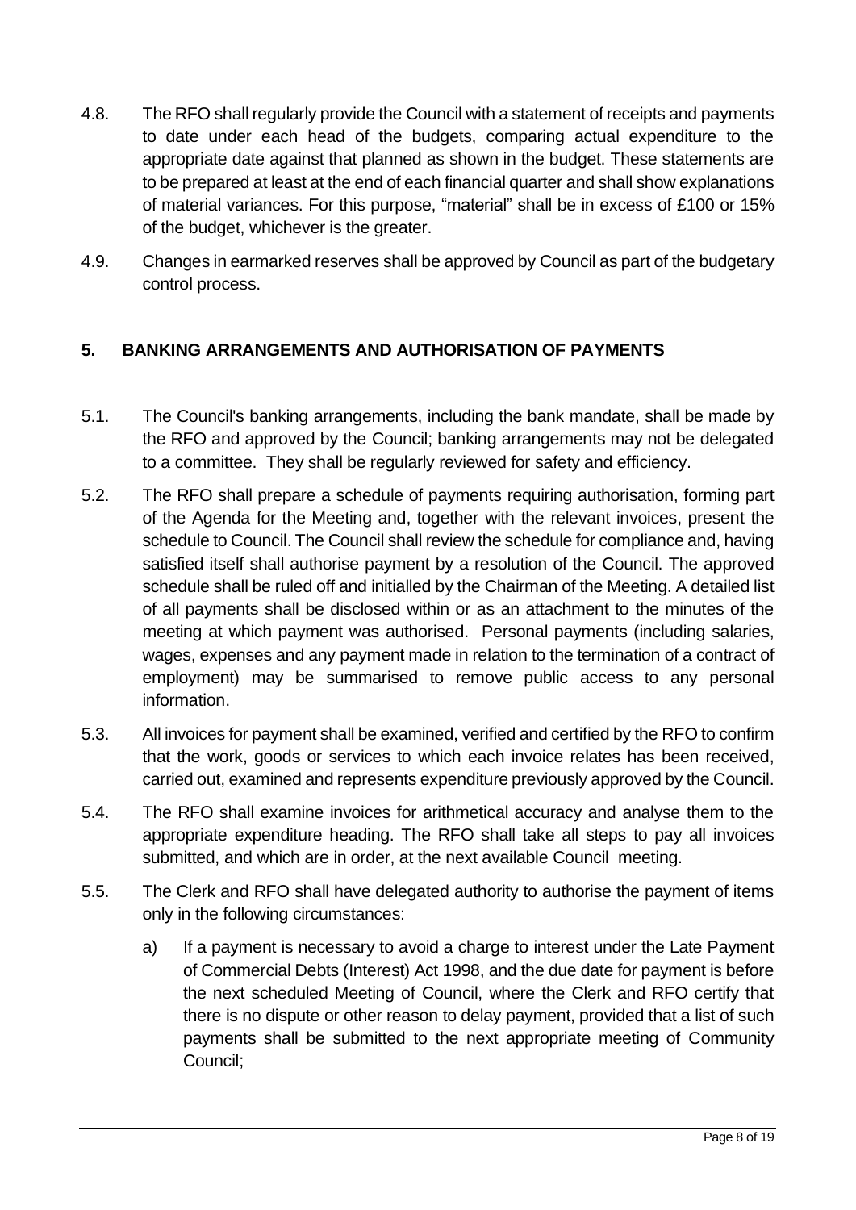4.8. The RFO shall regularly provide the Council with a statement of receipts and payments to date under each head of the budgets, comparing actual expenditure to the appropriate date against that planned as shown in the budget. These statements are to be prepared at least at the end of each financial quarter and shall show explanations of material variances. For this purpose, "material" shall be in excess of £100 or 15% of the budget, whichever is the greater.

4.9. Changes in earmarked reserves shall be approved by Council as part of the budgetary control process.

## 5. BANKING ARRANGEMENTS AND AUTHORISATION OF PAYMENTS

5.1. The Council's banking arrangements, including the bank mandate, shall be made by the RFO and approved by the Council; banking arrangements may not be delegated to a committee. They shall be regularly reviewed for safety and efficiency.

5.2. The RFO shall prepare a schedule of payments requiring authorisation, forming part of the Agenda for the Meeting and, together with the relevant invoices, present the schedule to Council. The Council shall review the schedule for compliance and, having satisfied itself shall authorise payment by a resolution of the Council. The approved schedule shall be ruled off and initialled by the Chairman of the Meeting. A detailed list of all payments shall be disclosed within or as an attachment to the minutes of the meeting at which payment was authorised. Personal payments (including salaries, wages, expenses and any payment made in relation to the termination of a contract of employment) may be summarised to remove public access to any personal information.

5.3. All invoices for payment shall be examined, verified and certified by the RFO to confirm that the work, goods or services to which each invoice relates has been received, carried out, examined and represents expenditure previously approved by the Council.

5.4. The RFO shall examine invoices for arithmetical accuracy and analyse them to the appropriate expenditure heading. The RFO shall take all steps to pay all invoices submitted, and which are in order, at the next available Council meeting.

5.5. The Clerk and RFO shall have delegated authority to authorise the payment of items only in the following circumstances:

a) If a payment is necessary to avoid a charge to interest under the Late Payment of Commercial Debts (Interest) Act 1998, and the due date for payment is before the next scheduled Meeting of Council, where the Clerk and RFO certify that there is no dispute or other reason to delay payment, provided that a list of such payments shall be submitted to the next appropriate meeting of Community Council;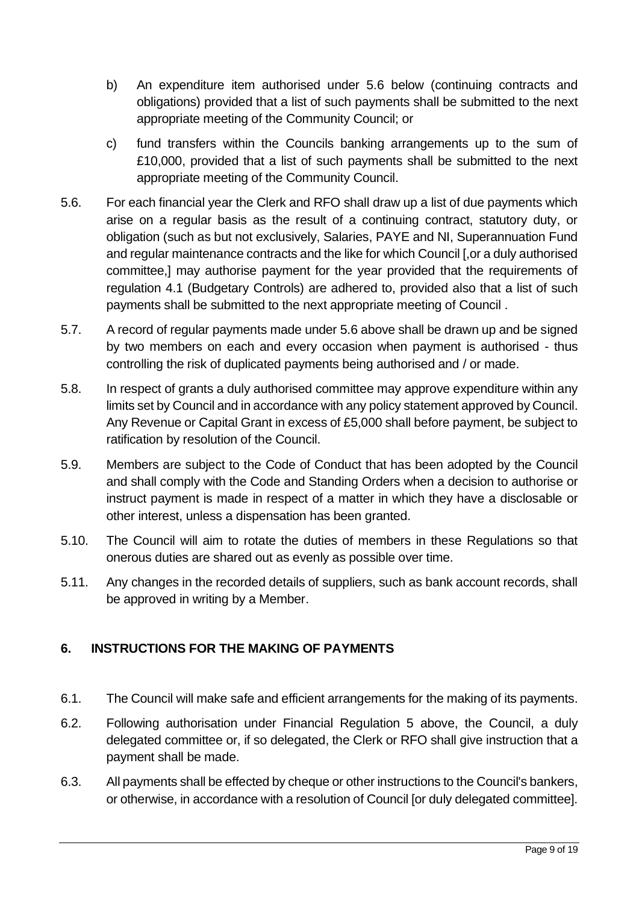b) An expenditure item authorised under 5.6 below (continuing contracts and obligations) provided that a list of such payments shall be submitted to the next appropriate meeting of the Community Council; or

c) fund transfers within the Councils banking arrangements up to the sum of £10,000, provided that a list of such payments shall be submitted to the next appropriate meeting of the Community Council.

5.6. For each financial year the Clerk and RFO shall draw up a list of due payments which arise on a regular basis as the result of a continuing contract, statutory duty, or obligation (such as but not exclusively, Salaries, PAYE and NI, Superannuation Fund and regular maintenance contracts and the like for which Council [,or a duly authorised committee,] may authorise payment for the year provided that the requirements of regulation 4.1 (Budgetary Controls) are adhered to, provided also that a list of such payments shall be submitted to the next appropriate meeting of Council .

5.7. A record of regular payments made under 5.6 above shall be drawn up and be signed by two members on each and every occasion when payment is authorised - thus controlling the risk of duplicated payments being authorised and / or made.

5.8. In respect of grants a duly authorised committee may approve expenditure within any limits set by Council and in accordance with any policy statement approved by Council. Any Revenue or Capital Grant in excess of £5,000 shall before payment, be subject to ratification by resolution of the Council.

5.9. Members are subject to the Code of Conduct that has been adopted by the Council and shall comply with the Code and Standing Orders when a decision to authorise or instruct payment is made in respect of a matter in which they have a disclosable or other interest, unless a dispensation has been granted.

5.10. The Council will aim to rotate the duties of members in these Regulations so that onerous duties are shared out as evenly as possible over time.

5.11. Any changes in the recorded details of suppliers, such as bank account records, shall be approved in writing by a Member.

## 6. INSTRUCTIONS FOR THE MAKING OF PAYMENTS

6.1. The Council will make safe and efficient arrangements for the making of its payments.

6.2. Following authorisation under Financial Regulation 5 above, the Council, a duly delegated committee or, if so delegated, the Clerk or RFO shall give instruction that a payment shall be made.

6.3. All payments shall be effected by cheque or other instructions to the Council's bankers, or otherwise, in accordance with a resolution of Council [or duly delegated committee].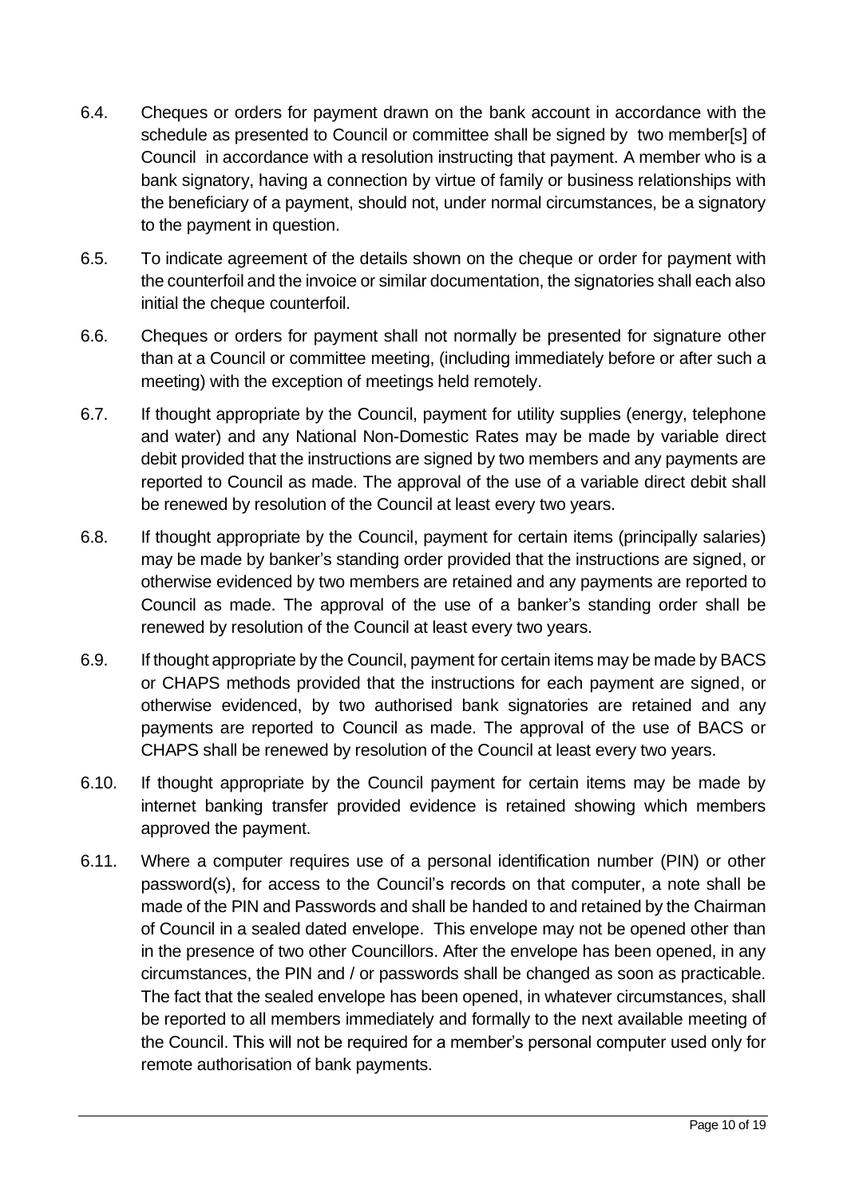6.4. Cheques or orders for payment drawn on the bank account in accordance with the schedule as presented to Council or committee shall be signed by two member[s] of Council in accordance with a resolution instructing that payment. A member who is a bank signatory, having a connection by virtue of family or business relationships with the beneficiary of a payment, should not, under normal circumstances, be a signatory to the payment in question.

6.5. To indicate agreement of the details shown on the cheque or order for payment with the counterfoil and the invoice or similar documentation, the signatories shall each also initial the cheque counterfoil.

6.6. Cheques or orders for payment shall not normally be presented for signature other than at a Council or committee meeting, (including immediately before or after such a meeting) with the exception of meetings held remotely.

6.7. If thought appropriate by the Council, payment for utility supplies (energy, telephone and water) and any National Non-Domestic Rates may be made by variable direct debit provided that the instructions are signed by two members and any payments are reported to Council as made. The approval of the use of a variable direct debit shall be renewed by resolution of the Council at least every two years.

6.8. If thought appropriate by the Council, payment for certain items (principally salaries) may be made by banker's standing order provided that the instructions are signed, or otherwise evidenced by two members are retained and any payments are reported to Council as made. The approval of the use of a banker's standing order shall be renewed by resolution of the Council at least every two years.

6.9. If thought appropriate by the Council, payment for certain items may be made by BACS or CHAPS methods provided that the instructions for each payment are signed, or otherwise evidenced, by two authorised bank signatories are retained and any payments are reported to Council as made. The approval of the use of BACS or CHAPS shall be renewed by resolution of the Council at least every two years.

6.10. If thought appropriate by the Council payment for certain items may be made by internet banking transfer provided evidence is retained showing which members approved the payment.

6.11. Where a computer requires use of a personal identification number (PIN) or other password(s), for access to the Council's records on that computer, a note shall be made of the PIN and Passwords and shall be handed to and retained by the Chairman of Council in a sealed dated envelope. This envelope may not be opened other than in the presence of two other Councillors. After the envelope has been opened, in any circumstances, the PIN and / or passwords shall be changed as soon as practicable. The fact that the sealed envelope has been opened, in whatever circumstances, shall be reported to all members immediately and formally to the next available meeting of the Council. This will not be required for a member's personal computer used only for remote authorisation of bank payments.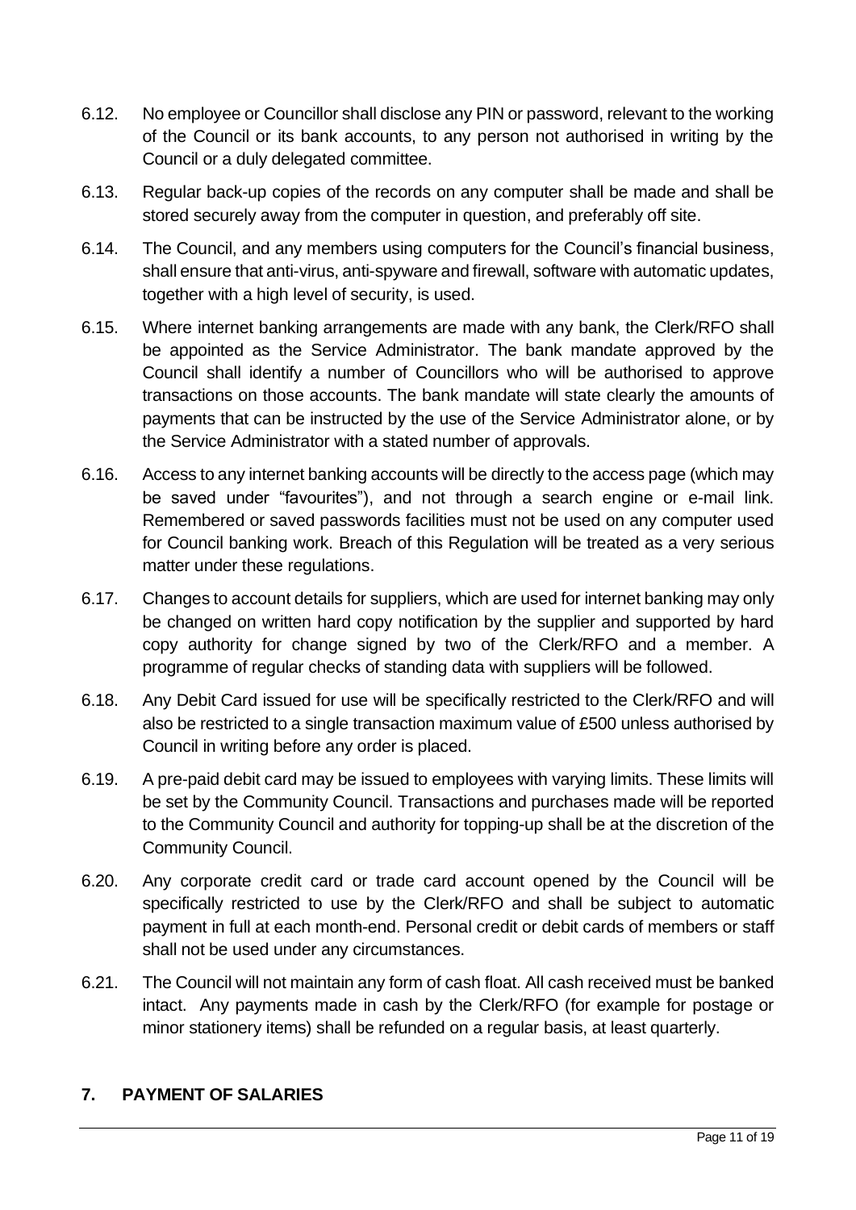6.12. No employee or Councillor shall disclose any PIN or password, relevant to the working of the Council or its bank accounts, to any person not authorised in writing by the Council or a duly delegated committee.

6.13. Regular back-up copies of the records on any computer shall be made and shall be stored securely away from the computer in question, and preferably off site.

6.14. The Council, and any members using computers for the Council's financial business, shall ensure that anti-virus, anti-spyware and firewall, software with automatic updates, together with a high level of security, is used.

6.15. Where internet banking arrangements are made with any bank, the Clerk/RFO shall be appointed as the Service Administrator. The bank mandate approved by the Council shall identify a number of Councillors who will be authorised to approve transactions on those accounts. The bank mandate will state clearly the amounts of payments that can be instructed by the use of the Service Administrator alone, or by the Service Administrator with a stated number of approvals.

6.16. Access to any internet banking accounts will be directly to the access page (which may be saved under "favourites"), and not through a search engine or e-mail link. Remembered or saved passwords facilities must not be used on any computer used for Council banking work. Breach of this Regulation will be treated as a very serious matter under these regulations.

6.17. Changes to account details for suppliers, which are used for internet banking may only be changed on written hard copy notification by the supplier and supported by hard copy authority for change signed by two of the Clerk/RFO and a member. A programme of regular checks of standing data with suppliers will be followed.

6.18. Any Debit Card issued for use will be specifically restricted to the Clerk/RFO and will also be restricted to a single transaction maximum value of £500 unless authorised by Council in writing before any order is placed.

6.19. A pre-paid debit card may be issued to employees with varying limits. These limits will be set by the Community Council. Transactions and purchases made will be reported to the Community Council and authority for topping-up shall be at the discretion of the Community Council.

6.20. Any corporate credit card or trade card account opened by the Council will be specifically restricted to use by the Clerk/RFO and shall be subject to automatic payment in full at each month-end. Personal credit or debit cards of members or staff shall not be used under any circumstances.

6.21. The Council will not maintain any form of cash float. All cash received must be banked intact. Any payments made in cash by the Clerk/RFO (for example for postage or minor stationery items) shall be refunded on a regular basis, at least quarterly.

## 7. PAYMENT OF SALARIES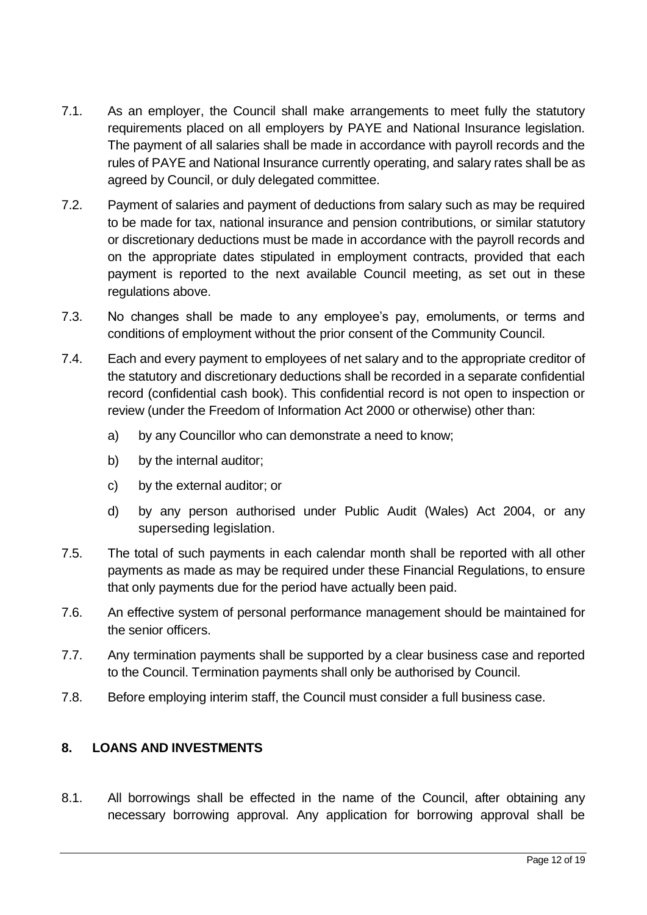7.1. As an employer, the Council shall make arrangements to meet fully the statutory requirements placed on all employers by PAYE and National Insurance legislation. The payment of all salaries shall be made in accordance with payroll records and the rules of PAYE and National Insurance currently operating, and salary rates shall be as agreed by Council, or duly delegated committee.

7.2. Payment of salaries and payment of deductions from salary such as may be required to be made for tax, national insurance and pension contributions, or similar statutory or discretionary deductions must be made in accordance with the payroll records and on the appropriate dates stipulated in employment contracts, provided that each payment is reported to the next available Council meeting, as set out in these regulations above.

7.3. No changes shall be made to any employee's pay, emoluments, or terms and conditions of employment without the prior consent of the Community Council.

7.4. Each and every payment to employees of net salary and to the appropriate creditor of the statutory and discretionary deductions shall be recorded in a separate confidential record (confidential cash book). This confidential record is not open to inspection or review (under the Freedom of Information Act 2000 or otherwise) other than:

   a) by any Councillor who can demonstrate a need to know;

   b) by the internal auditor;

   c) by the external auditor; or

   d) by any person authorised under Public Audit (Wales) Act 2004, or any superseding legislation.

7.5. The total of such payments in each calendar month shall be reported with all other payments as made as may be required under these Financial Regulations, to ensure that only payments due for the period have actually been paid.

7.6. An effective system of personal performance management should be maintained for the senior officers.

7.7. Any termination payments shall be supported by a clear business case and reported to the Council. Termination payments shall only be authorised by Council.

7.8. Before employing interim staff, the Council must consider a full business case.

## 8. LOANS AND INVESTMENTS

8.1. All borrowings shall be effected in the name of the Council, after obtaining any necessary borrowing approval. Any application for borrowing approval shall be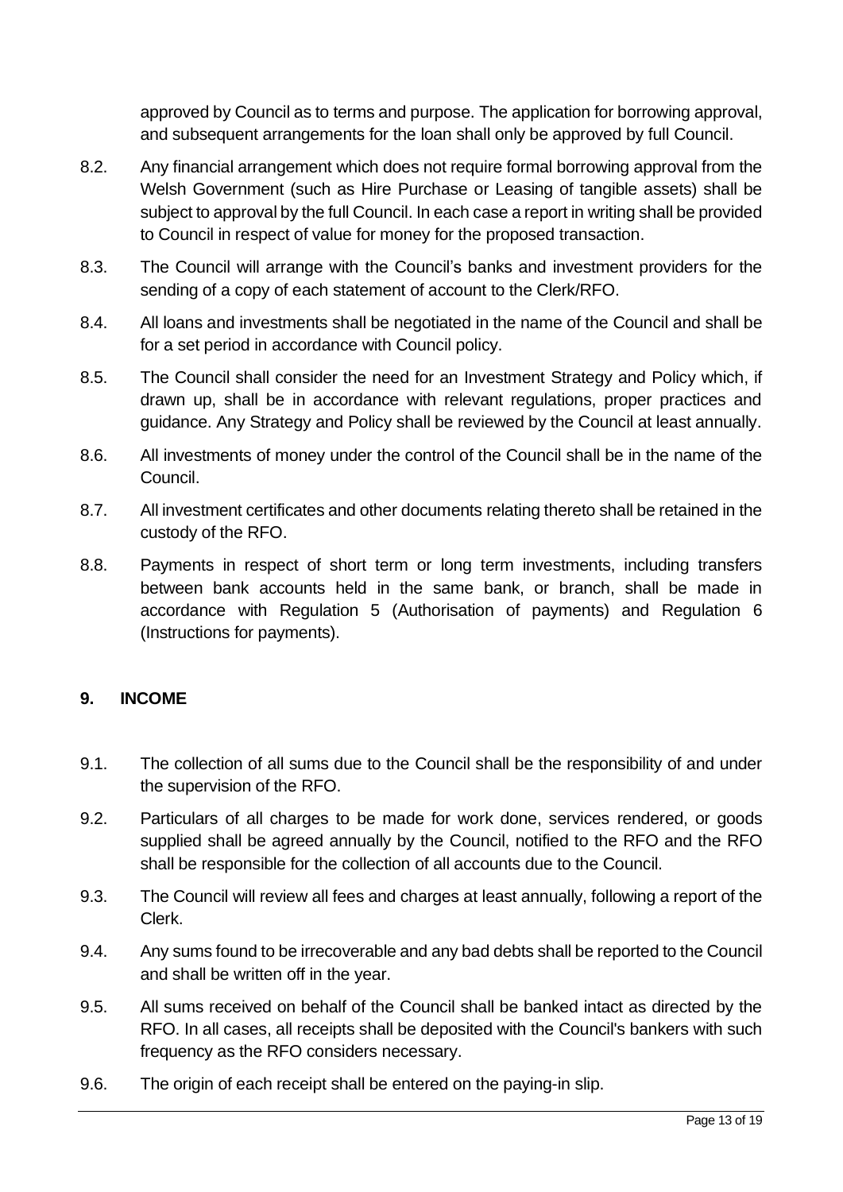approved by Council as to terms and purpose. The application for borrowing approval, and subsequent arrangements for the loan shall only be approved by full Council.

8.2. Any financial arrangement which does not require formal borrowing approval from the Welsh Government (such as Hire Purchase or Leasing of tangible assets) shall be subject to approval by the full Council. In each case a report in writing shall be provided to Council in respect of value for money for the proposed transaction.

8.3. The Council will arrange with the Council's banks and investment providers for the sending of a copy of each statement of account to the Clerk/RFO.

8.4. All loans and investments shall be negotiated in the name of the Council and shall be for a set period in accordance with Council policy.

8.5. The Council shall consider the need for an Investment Strategy and Policy which, if drawn up, shall be in accordance with relevant regulations, proper practices and guidance. Any Strategy and Policy shall be reviewed by the Council at least annually.

8.6. All investments of money under the control of the Council shall be in the name of the Council.

8.7. All investment certificates and other documents relating thereto shall be retained in the custody of the RFO.

8.8. Payments in respect of short term or long term investments, including transfers between bank accounts held in the same bank, or branch, shall be made in accordance with Regulation 5 (Authorisation of payments) and Regulation 6 (Instructions for payments).

## 9. INCOME

9.1. The collection of all sums due to the Council shall be the responsibility of and under the supervision of the RFO.

9.2. Particulars of all charges to be made for work done, services rendered, or goods supplied shall be agreed annually by the Council, notified to the RFO and the RFO shall be responsible for the collection of all accounts due to the Council.

9.3. The Council will review all fees and charges at least annually, following a report of the Clerk.

9.4. Any sums found to be irrecoverable and any bad debts shall be reported to the Council and shall be written off in the year.

9.5. All sums received on behalf of the Council shall be banked intact as directed by the RFO. In all cases, all receipts shall be deposited with the Council's bankers with such frequency as the RFO considers necessary.

9.6. The origin of each receipt shall be entered on the paying-in slip.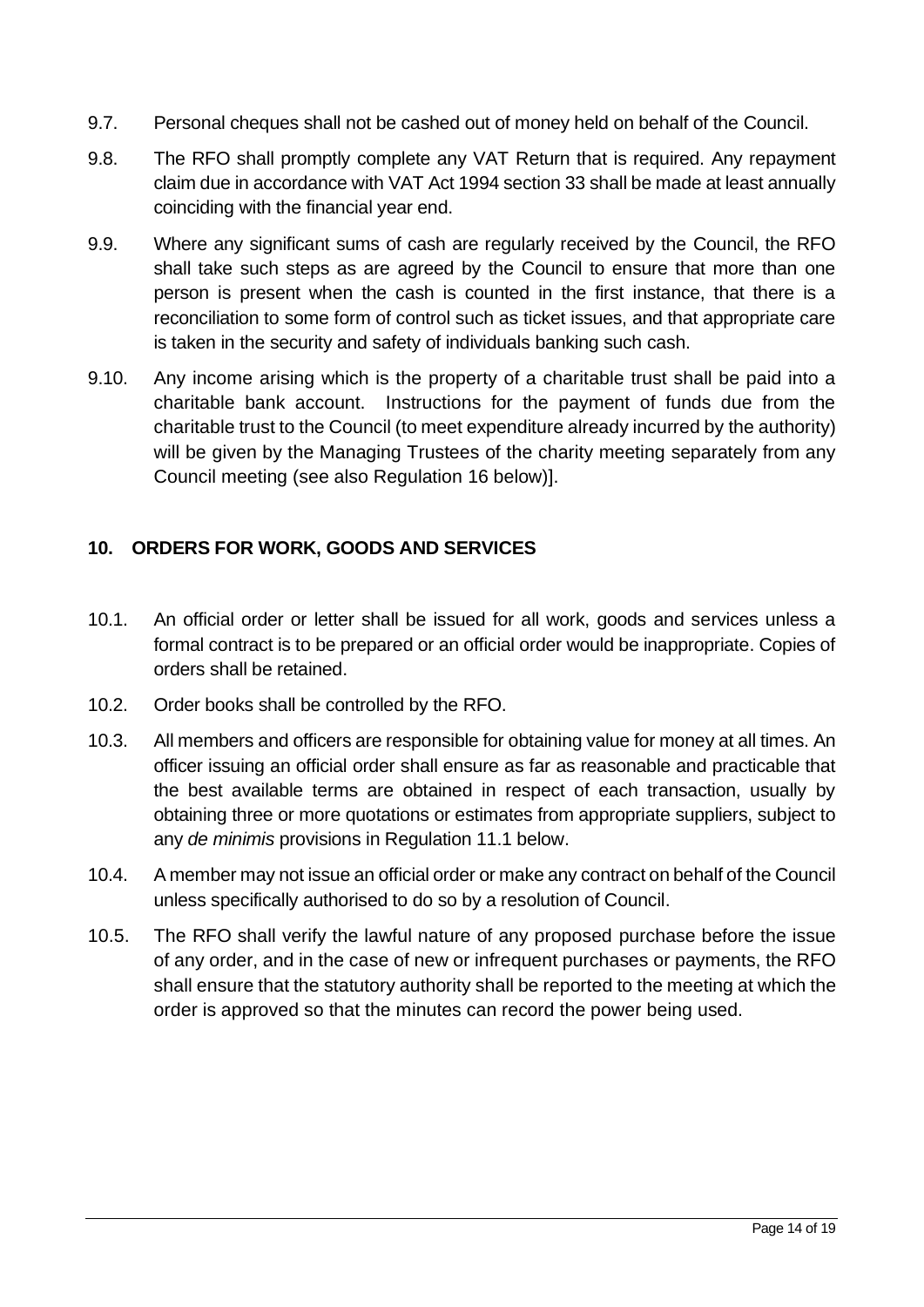9.7. Personal cheques shall not be cashed out of money held on behalf of the Council.

9.8. The RFO shall promptly complete any VAT Return that is required. Any repayment claim due in accordance with VAT Act 1994 section 33 shall be made at least annually coinciding with the financial year end.

9.9. Where any significant sums of cash are regularly received by the Council, the RFO shall take such steps as are agreed by the Council to ensure that more than one person is present when the cash is counted in the first instance, that there is a reconciliation to some form of control such as ticket issues, and that appropriate care is taken in the security and safety of individuals banking such cash.

9.10. Any income arising which is the property of a charitable trust shall be paid into a charitable bank account. Instructions for the payment of funds due from the charitable trust to the Council (to meet expenditure already incurred by the authority) will be given by the Managing Trustees of the charity meeting separately from any Council meeting (see also Regulation 16 below)].

## 10. ORDERS FOR WORK, GOODS AND SERVICES

10.1. An official order or letter shall be issued for all work, goods and services unless a formal contract is to be prepared or an official order would be inappropriate. Copies of orders shall be retained.

10.2. Order books shall be controlled by the RFO.

10.3. All members and officers are responsible for obtaining value for money at all times. An officer issuing an official order shall ensure as far as reasonable and practicable that the best available terms are obtained in respect of each transaction, usually by obtaining three or more quotations or estimates from appropriate suppliers, subject to any *de minimis* provisions in Regulation 11.1 below.

10.4. A member may not issue an official order or make any contract on behalf of the Council unless specifically authorised to do so by a resolution of Council.

10.5. The RFO shall verify the lawful nature of any proposed purchase before the issue of any order, and in the case of new or infrequent purchases or payments, the RFO shall ensure that the statutory authority shall be reported to the meeting at which the order is approved so that the minutes can record the power being used.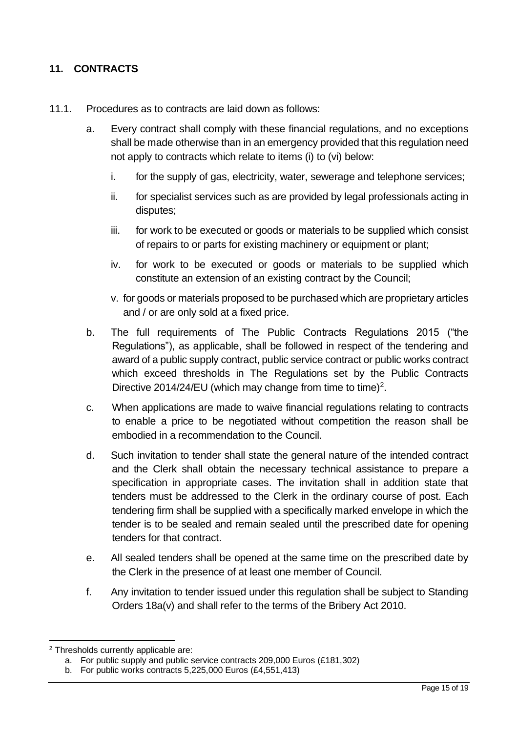## 11. CONTRACTS

11.1. Procedures as to contracts are laid down as follows:

a. Every contract shall comply with these financial regulations, and no exceptions shall be made otherwise than in an emergency provided that this regulation need not apply to contracts which relate to items (i) to (vi) below:

   i. for the supply of gas, electricity, water, sewerage and telephone services;

   ii. for specialist services such as are provided by legal professionals acting in disputes;

   iii. for work to be executed or goods or materials to be supplied which consist of repairs to or parts for existing machinery or equipment or plant;

   iv. for work to be executed or goods or materials to be supplied which constitute an extension of an existing contract by the Council;

   v. for goods or materials proposed to be purchased which are proprietary articles and / or are only sold at a fixed price.

b. The full requirements of The Public Contracts Regulations 2015 ("the Regulations"), as applicable, shall be followed in respect of the tendering and award of a public supply contract, public service contract or public works contract which exceed thresholds in The Regulations set by the Public Contracts Directive 2014/24/EU (which may change from time to time)[2].

c. When applications are made to waive financial regulations relating to contracts to enable a price to be negotiated without competition the reason shall be embodied in a recommendation to the Council.

d. Such invitation to tender shall state the general nature of the intended contract and the Clerk shall obtain the necessary technical assistance to prepare a specification in appropriate cases. The invitation shall in addition state that tenders must be addressed to the Clerk in the ordinary course of post. Each tendering firm shall be supplied with a specifically marked envelope in which the tender is to be sealed and remain sealed until the prescribed date for opening tenders for that contract.

e. All sealed tenders shall be opened at the same time on the prescribed date by the Clerk in the presence of at least one member of Council.

f. Any invitation to tender issued under this regulation shall be subject to Standing Orders 18a(v) and shall refer to the terms of the Bribery Act 2010.

---

[2] Thresholds currently applicable are:

a. For public supply and public service contracts 209,000 Euros (£181,302)

b. For public works contracts 5,225,000 Euros (£4,551,413)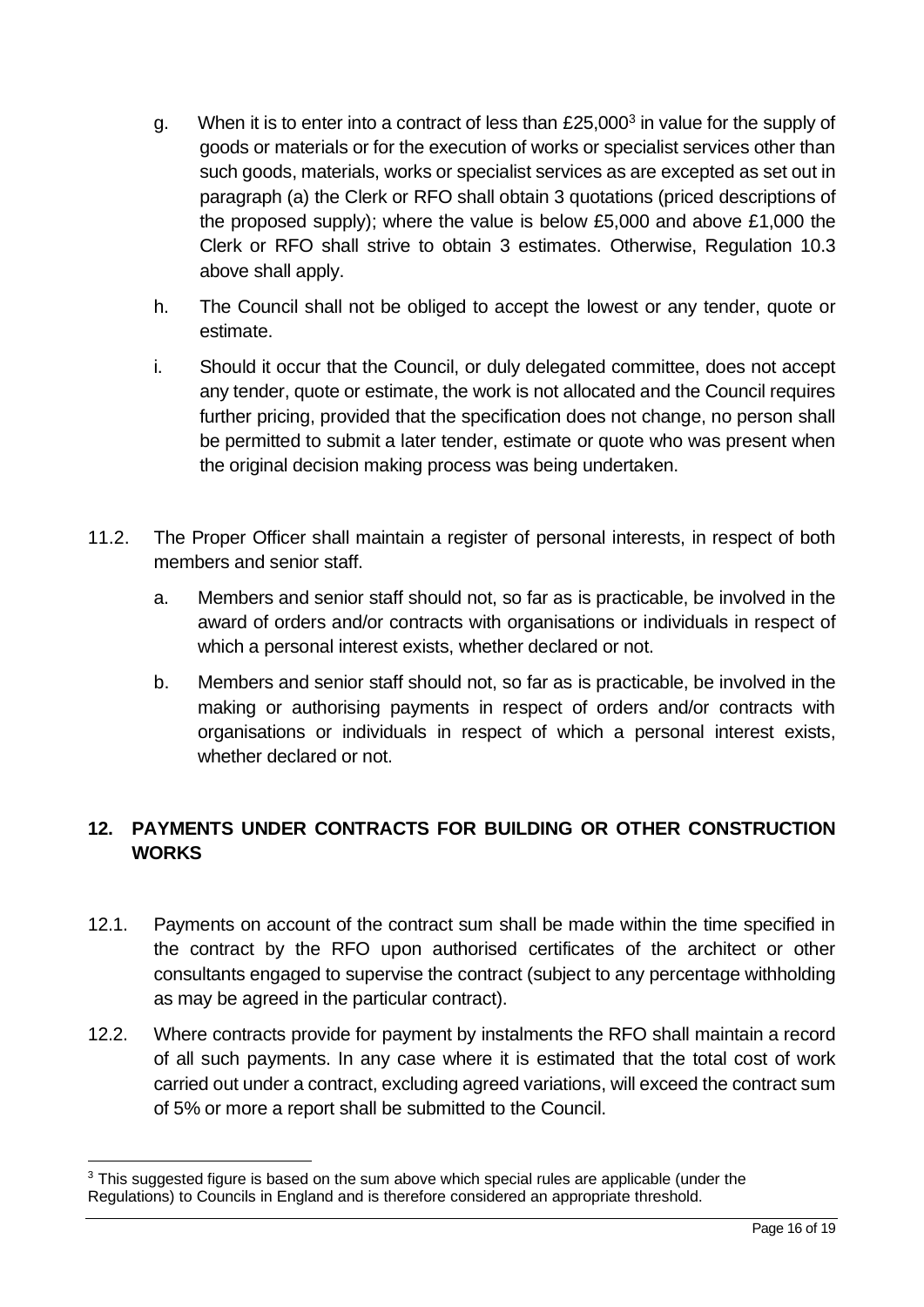g. When it is to enter into a contract of less than £25,000[3] in value for the supply of goods or materials or for the execution of works or specialist services other than such goods, materials, works or specialist services as are excepted as set out in paragraph (a) the Clerk or RFO shall obtain 3 quotations (priced descriptions of the proposed supply); where the value is below £5,000 and above £1,000 the Clerk or RFO shall strive to obtain 3 estimates. Otherwise, Regulation 10.3 above shall apply.

h. The Council shall not be obliged to accept the lowest or any tender, quote or estimate.

i. Should it occur that the Council, or duly delegated committee, does not accept any tender, quote or estimate, the work is not allocated and the Council requires further pricing, provided that the specification does not change, no person shall be permitted to submit a later tender, estimate or quote who was present when the original decision making process was being undertaken.

11.2. The Proper Officer shall maintain a register of personal interests, in respect of both members and senior staff.

a. Members and senior staff should not, so far as is practicable, be involved in the award of orders and/or contracts with organisations or individuals in respect of which a personal interest exists, whether declared or not.

b. Members and senior staff should not, so far as is practicable, be involved in the making or authorising payments in respect of orders and/or contracts with organisations or individuals in respect of which a personal interest exists, whether declared or not.

## 12. PAYMENTS UNDER CONTRACTS FOR BUILDING OR OTHER CONSTRUCTION WORKS

12.1. Payments on account of the contract sum shall be made within the time specified in the contract by the RFO upon authorised certificates of the architect or other consultants engaged to supervise the contract (subject to any percentage withholding as may be agreed in the particular contract).

12.2. Where contracts provide for payment by instalments the RFO shall maintain a record of all such payments. In any case where it is estimated that the total cost of work carried out under a contract, excluding agreed variations, will exceed the contract sum of 5% or more a report shall be submitted to the Council.

[3] This suggested figure is based on the sum above which special rules are applicable (under the Regulations) to Councils in England and is therefore considered an appropriate threshold.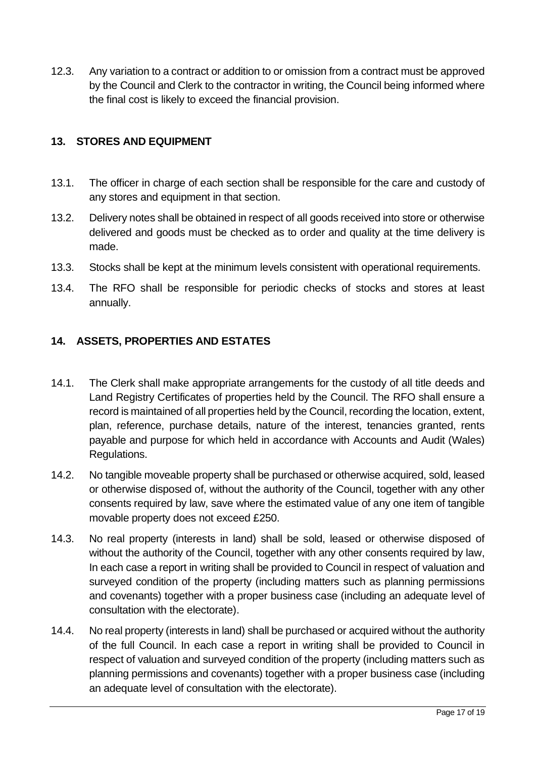12.3. Any variation to a contract or addition to or omission from a contract must be approved by the Council and Clerk to the contractor in writing, the Council being informed where the final cost is likely to exceed the financial provision.

## 13. STORES AND EQUIPMENT

13.1. The officer in charge of each section shall be responsible for the care and custody of any stores and equipment in that section.

13.2. Delivery notes shall be obtained in respect of all goods received into store or otherwise delivered and goods must be checked as to order and quality at the time delivery is made.

13.3. Stocks shall be kept at the minimum levels consistent with operational requirements.

13.4. The RFO shall be responsible for periodic checks of stocks and stores at least annually.

## 14. ASSETS, PROPERTIES AND ESTATES

14.1. The Clerk shall make appropriate arrangements for the custody of all title deeds and Land Registry Certificates of properties held by the Council. The RFO shall ensure a record is maintained of all properties held by the Council, recording the location, extent, plan, reference, purchase details, nature of the interest, tenancies granted, rents payable and purpose for which held in accordance with Accounts and Audit (Wales) Regulations.

14.2. No tangible moveable property shall be purchased or otherwise acquired, sold, leased or otherwise disposed of, without the authority of the Council, together with any other consents required by law, save where the estimated value of any one item of tangible movable property does not exceed £250.

14.3. No real property (interests in land) shall be sold, leased or otherwise disposed of without the authority of the Council, together with any other consents required by law, In each case a report in writing shall be provided to Council in respect of valuation and surveyed condition of the property (including matters such as planning permissions and covenants) together with a proper business case (including an adequate level of consultation with the electorate).

14.4. No real property (interests in land) shall be purchased or acquired without the authority of the full Council. In each case a report in writing shall be provided to Council in respect of valuation and surveyed condition of the property (including matters such as planning permissions and covenants) together with a proper business case (including an adequate level of consultation with the electorate).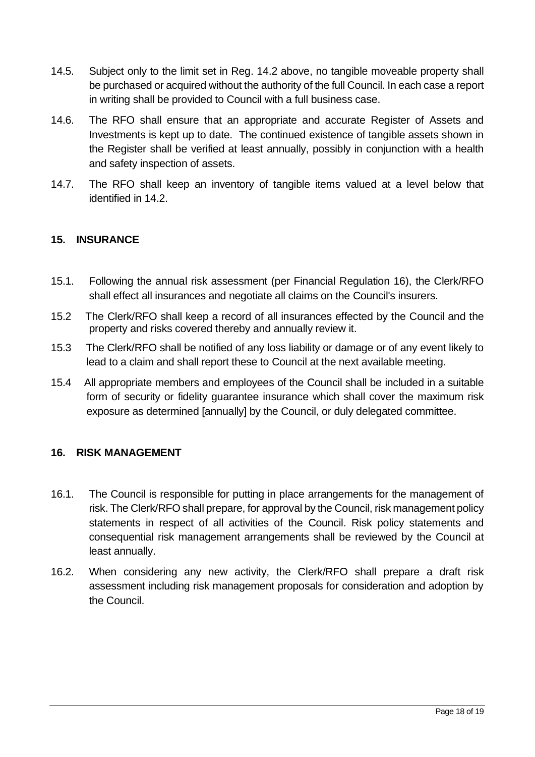14.5. Subject only to the limit set in Reg. 14.2 above, no tangible moveable property shall be purchased or acquired without the authority of the full Council. In each case a report in writing shall be provided to Council with a full business case.

14.6. The RFO shall ensure that an appropriate and accurate Register of Assets and Investments is kept up to date. The continued existence of tangible assets shown in the Register shall be verified at least annually, possibly in conjunction with a health and safety inspection of assets.

14.7. The RFO shall keep an inventory of tangible items valued at a level below that identified in 14.2.

## 15. INSURANCE

15.1. Following the annual risk assessment (per Financial Regulation 16), the Clerk/RFO shall effect all insurances and negotiate all claims on the Council's insurers.

15.2 The Clerk/RFO shall keep a record of all insurances effected by the Council and the property and risks covered thereby and annually review it.

15.3 The Clerk/RFO shall be notified of any loss liability or damage or of any event likely to lead to a claim and shall report these to Council at the next available meeting.

15.4 All appropriate members and employees of the Council shall be included in a suitable form of security or fidelity guarantee insurance which shall cover the maximum risk exposure as determined [annually] by the Council, or duly delegated committee.

## 16. RISK MANAGEMENT

16.1. The Council is responsible for putting in place arrangements for the management of risk. The Clerk/RFO shall prepare, for approval by the Council, risk management policy statements in respect of all activities of the Council. Risk policy statements and consequential risk management arrangements shall be reviewed by the Council at least annually.

16.2. When considering any new activity, the Clerk/RFO shall prepare a draft risk assessment including risk management proposals for consideration and adoption by the Council.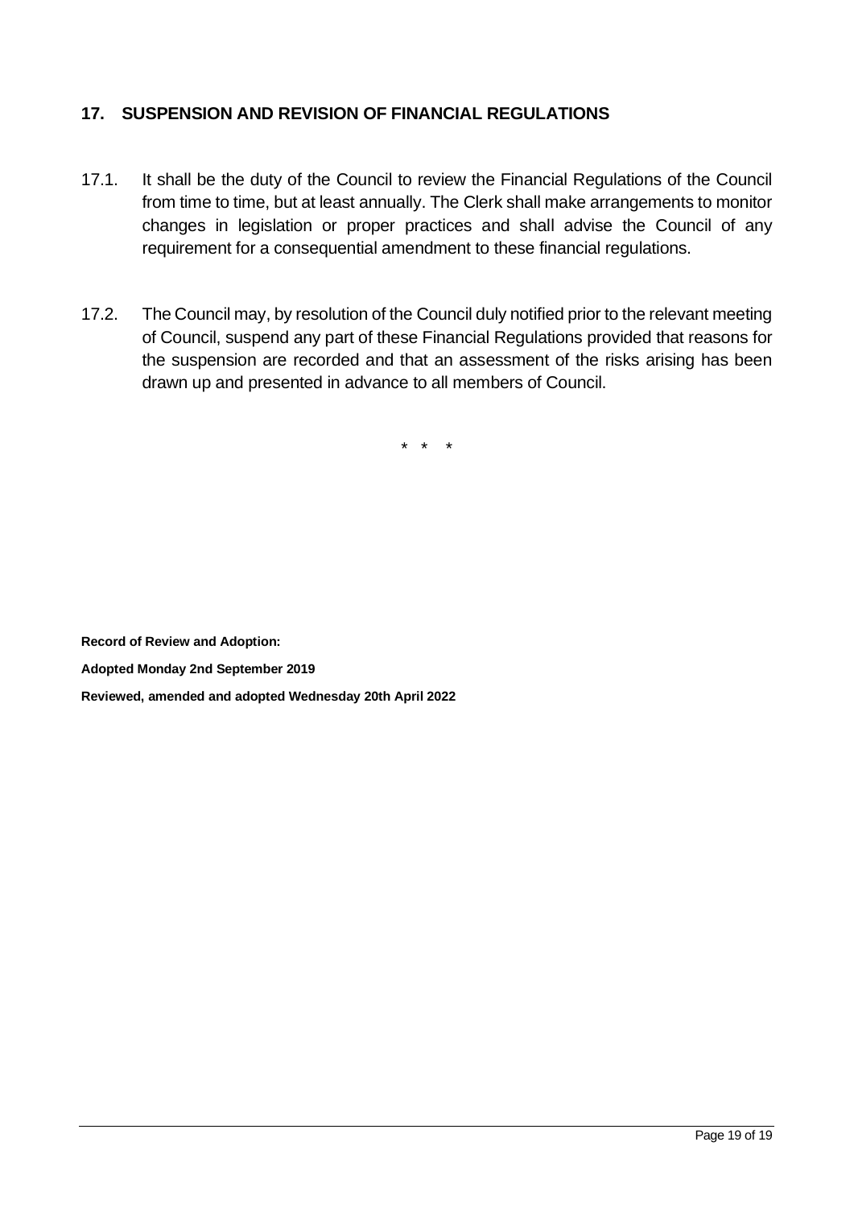## 17. SUSPENSION AND REVISION OF FINANCIAL REGULATIONS

17.1. It shall be the duty of the Council to review the Financial Regulations of the Council from time to time, but at least annually. The Clerk shall make arrangements to monitor changes in legislation or proper practices and shall advise the Council of any requirement for a consequential amendment to these financial regulations.

17.2. The Council may, by resolution of the Council duly notified prior to the relevant meeting of Council, suspend any part of these Financial Regulations provided that reasons for the suspension are recorded and that an assessment of the risks arising has been drawn up and presented in advance to all members of Council.

\* \* \*

**Record of Review and Adoption:**

**Adopted Monday 2nd September 2019**

**Reviewed, amended and adopted Wednesday 20th April 2022**